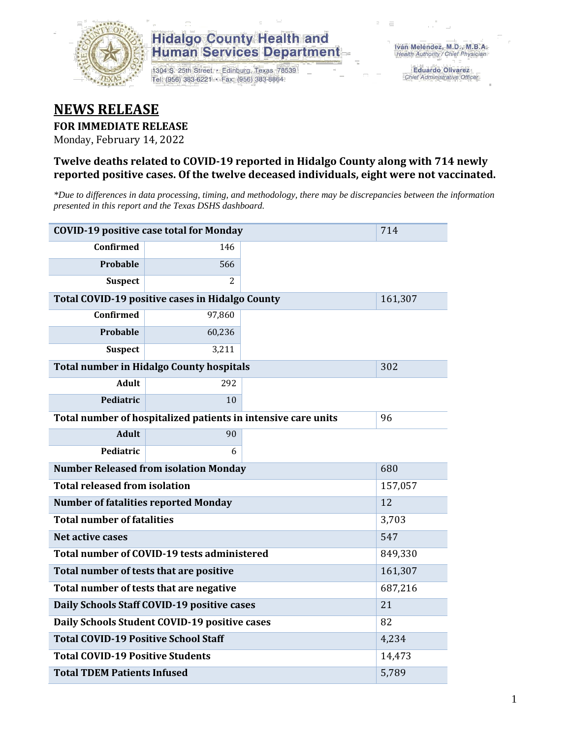Hidalgo County Health and Human Services Department

1304 S. 25th Street • Edinburg, Texas 78539
Tel: (956) 383-6221 • Fax: (956) 383-8864

Iván Meléndez, M.D., M.B.A.
Health Authority / Chief Physician

Eduardo Olivarez
Chief Administrative Officer

# NEWS RELEASE

**FOR IMMEDIATE RELEASE**

Monday, February 14, 2022

### Twelve deaths related to COVID-19 reported in Hidalgo County along with 714 newly reported positive cases. Of the twelve deceased individuals, eight were not vaccinated.

*\*Due to differences in data processing, timing, and methodology, there may be discrepancies between the information presented in this report and the Texas DSHS dashboard.*

| | | |
|---|---|---|
| **COVID-19 positive case total for Monday** | | 714 |
| **Confirmed** | 146 | |
| **Probable** | 566 | |
| **Suspect** | 2 | |
| **Total COVID-19 positive cases in Hidalgo County** | | 161,307 |
| **Confirmed** | 97,860 | |
| **Probable** | 60,236 | |
| **Suspect** | 3,211 | |
| **Total number in Hidalgo County hospitals** | | 302 |
| **Adult** | 292 | |
| **Pediatric** | 10 | |
| **Total number of hospitalized patients in intensive care units** | | 96 |
| **Adult** | 90 | |
| **Pediatric** | 6 | |
| **Number Released from isolation Monday** | | 680 |
| **Total released from isolation** | | 157,057 |
| **Number of fatalities reported Monday** | | 12 |
| **Total number of fatalities** | | 3,703 |
| **Net active cases** | | 547 |
| **Total number of COVID-19 tests administered** | | 849,330 |
| **Total number of tests that are positive** | | 161,307 |
| **Total number of tests that are negative** | | 687,216 |
| **Daily Schools Staff COVID-19 positive cases** | | 21 |
| **Daily Schools Student COVID-19 positive cases** | | 82 |
| **Total COVID-19 Positive School Staff** | | 4,234 |
| **Total COVID-19 Positive Students** | | 14,473 |
| **Total TDEM Patients Infused** | | 5,789 |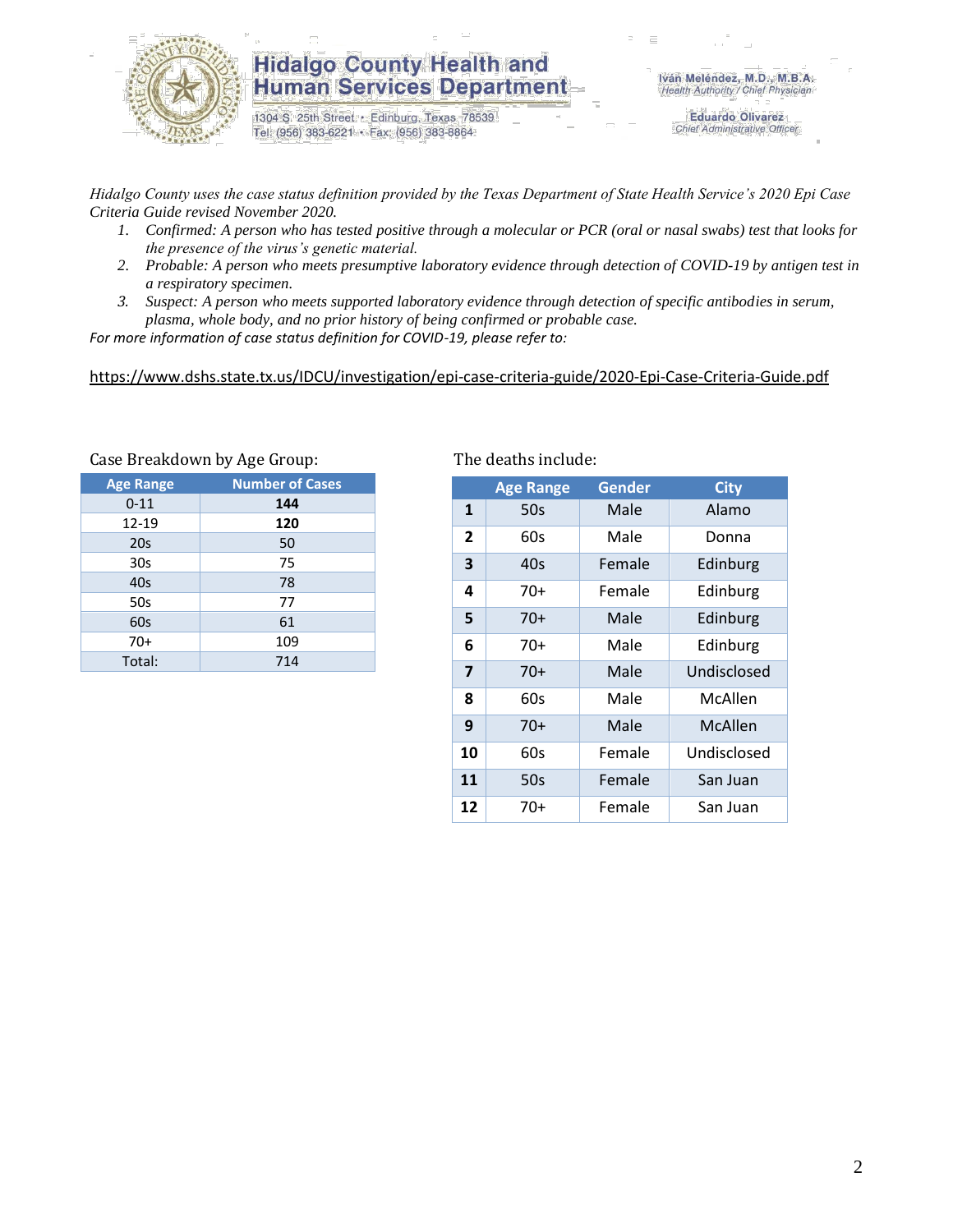Hidalgo County Health and Human Services Department

1304 S. 25th Street • Edinburg, Texas 78539
Tel: (956) 383-6221 • Fax: (956) 383-8864

Iván Meléndez, M.D., M.B.A.
*Health Authority / Chief Physician*

Eduardo Olivarez
*Chief Administrative Officer*

*Hidalgo County uses the case status definition provided by the Texas Department of State Health Service's 2020 Epi Case Criteria Guide revised November 2020.*

1. *Confirmed: A person who has tested positive through a molecular or PCR (oral or nasal swabs) test that looks for the presence of the virus's genetic material.*
2. *Probable: A person who meets presumptive laboratory evidence through detection of COVID-19 by antigen test in a respiratory specimen.*
3. *Suspect: A person who meets supported laboratory evidence through detection of specific antibodies in serum, plasma, whole body, and no prior history of being confirmed or probable case.*

*For more information of case status definition for COVID-19, please refer to:*

https://www.dshs.state.tx.us/IDCU/investigation/epi-case-criteria-guide/2020-Epi-Case-Criteria-Guide.pdf

Case Breakdown by Age Group:

| Age Range | Number of Cases |
|---|---|
| 0-11 | **144** |
| 12-19 | **120** |
| 20s | 50 |
| 30s | 75 |
| 40s | 78 |
| 50s | 77 |
| 60s | 61 |
| 70+ | 109 |
| Total: | 714 |

The deaths include:

| | Age Range | Gender | City |
|---|---|---|---|
| **1** | 50s | Male | Alamo |
| **2** | 60s | Male | Donna |
| **3** | 40s | Female | Edinburg |
| **4** | 70+ | Female | Edinburg |
| **5** | 70+ | Male | Edinburg |
| **6** | 70+ | Male | Edinburg |
| **7** | 70+ | Male | Undisclosed |
| **8** | 60s | Male | McAllen |
| **9** | 70+ | Male | McAllen |
| **10** | 60s | Female | Undisclosed |
| **11** | 50s | Female | San Juan |
| **12** | 70+ | Female | San Juan |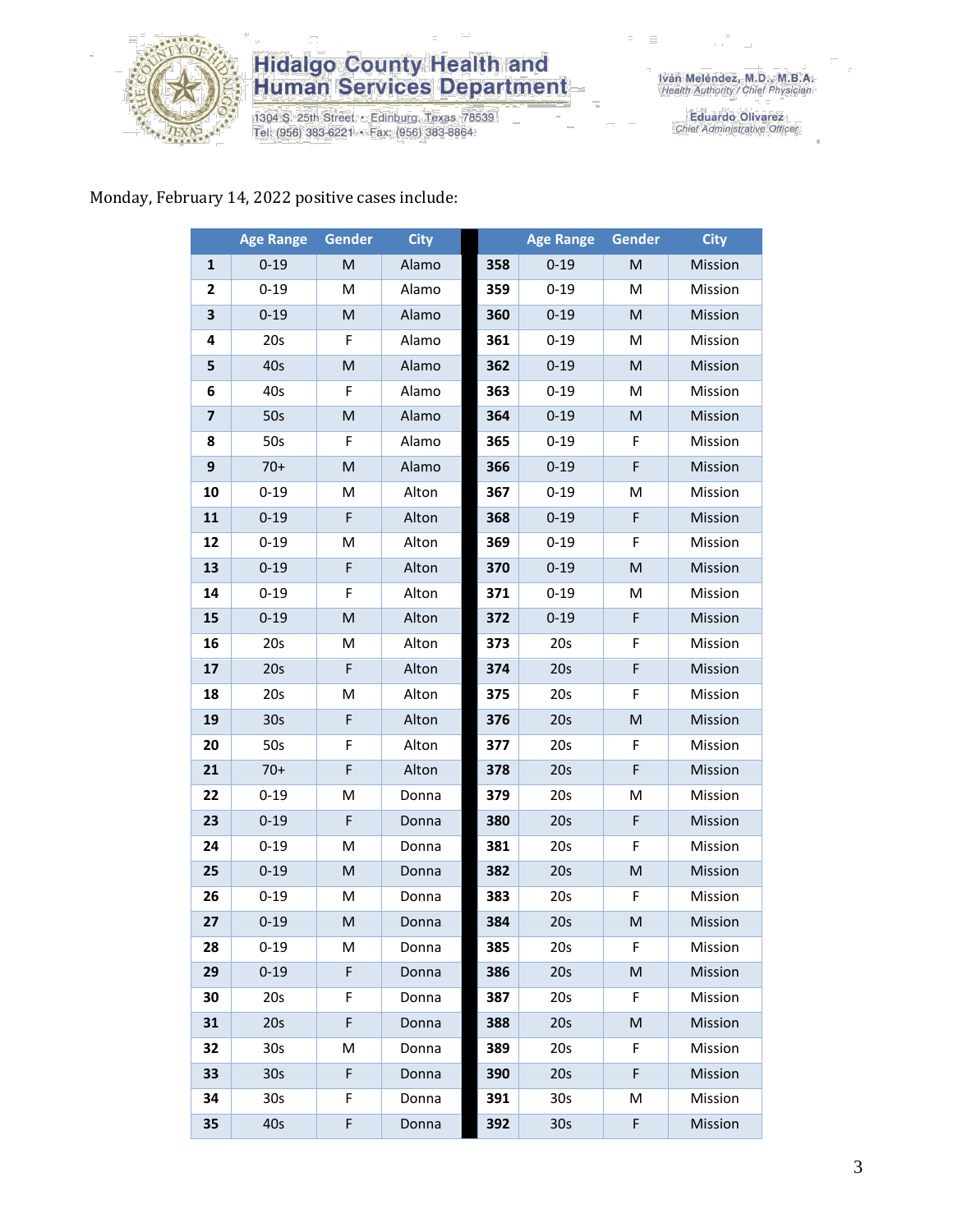Monday, February 14, 2022 positive cases include:

| | Age Range | Gender | City | | Age Range | Gender | City |
|---|---|---|---|---|---|---|---|
| 1 | 0-19 | M | Alamo | 358 | 0-19 | M | Mission |
| 2 | 0-19 | M | Alamo | 359 | 0-19 | M | Mission |
| 3 | 0-19 | M | Alamo | 360 | 0-19 | M | Mission |
| 4 | 20s | F | Alamo | 361 | 0-19 | M | Mission |
| 5 | 40s | M | Alamo | 362 | 0-19 | M | Mission |
| 6 | 40s | F | Alamo | 363 | 0-19 | M | Mission |
| 7 | 50s | M | Alamo | 364 | 0-19 | M | Mission |
| 8 | 50s | F | Alamo | 365 | 0-19 | F | Mission |
| 9 | 70+ | M | Alamo | 366 | 0-19 | F | Mission |
| 10 | 0-19 | M | Alton | 367 | 0-19 | M | Mission |
| 11 | 0-19 | F | Alton | 368 | 0-19 | F | Mission |
| 12 | 0-19 | M | Alton | 369 | 0-19 | F | Mission |
| 13 | 0-19 | F | Alton | 370 | 0-19 | M | Mission |
| 14 | 0-19 | F | Alton | 371 | 0-19 | M | Mission |
| 15 | 0-19 | M | Alton | 372 | 0-19 | F | Mission |
| 16 | 20s | M | Alton | 373 | 20s | F | Mission |
| 17 | 20s | F | Alton | 374 | 20s | F | Mission |
| 18 | 20s | M | Alton | 375 | 20s | F | Mission |
| 19 | 30s | F | Alton | 376 | 20s | M | Mission |
| 20 | 50s | F | Alton | 377 | 20s | F | Mission |
| 21 | 70+ | F | Alton | 378 | 20s | F | Mission |
| 22 | 0-19 | M | Donna | 379 | 20s | M | Mission |
| 23 | 0-19 | F | Donna | 380 | 20s | F | Mission |
| 24 | 0-19 | M | Donna | 381 | 20s | F | Mission |
| 25 | 0-19 | M | Donna | 382 | 20s | M | Mission |
| 26 | 0-19 | M | Donna | 383 | 20s | F | Mission |
| 27 | 0-19 | M | Donna | 384 | 20s | M | Mission |
| 28 | 0-19 | M | Donna | 385 | 20s | F | Mission |
| 29 | 0-19 | F | Donna | 386 | 20s | M | Mission |
| 30 | 20s | F | Donna | 387 | 20s | F | Mission |
| 31 | 20s | F | Donna | 388 | 20s | M | Mission |
| 32 | 30s | M | Donna | 389 | 20s | F | Mission |
| 33 | 30s | F | Donna | 390 | 20s | F | Mission |
| 34 | 30s | F | Donna | 391 | 30s | M | Mission |
| 35 | 40s | F | Donna | 392 | 30s | F | Mission |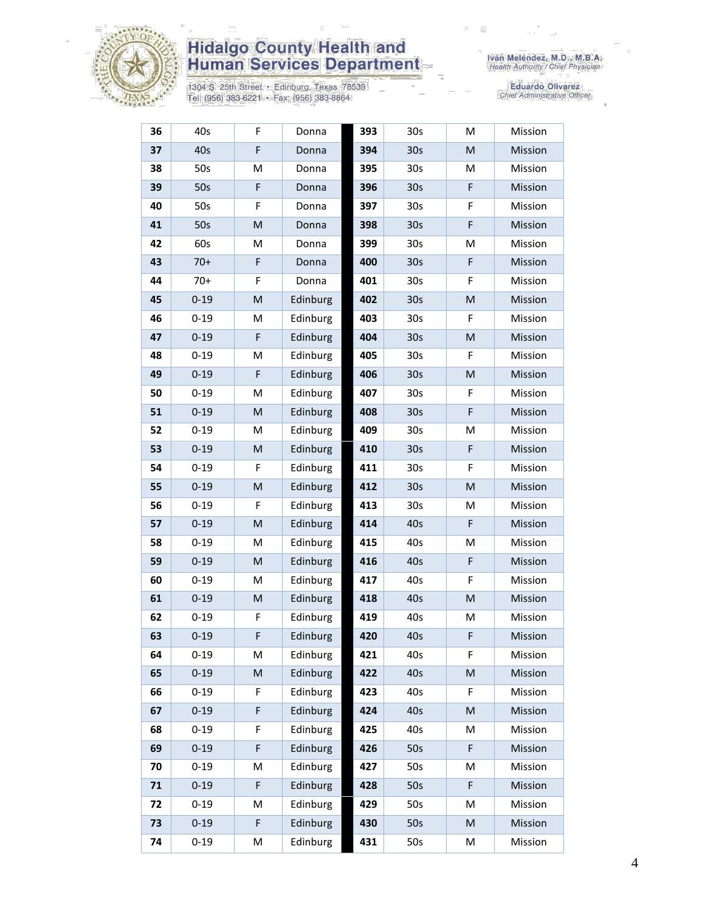| | | | | | | | | |
|---|---|---|---|---|---|---|---|---|
| 36 | 40s | F | Donna | | 393 | 30s | M | Mission |
| 37 | 40s | F | Donna | | 394 | 30s | M | Mission |
| 38 | 50s | M | Donna | | 395 | 30s | M | Mission |
| 39 | 50s | F | Donna | | 396 | 30s | F | Mission |
| 40 | 50s | F | Donna | | 397 | 30s | F | Mission |
| 41 | 50s | M | Donna | | 398 | 30s | F | Mission |
| 42 | 60s | M | Donna | | 399 | 30s | M | Mission |
| 43 | 70+ | F | Donna | | 400 | 30s | F | Mission |
| 44 | 70+ | F | Donna | | 401 | 30s | F | Mission |
| 45 | 0-19 | M | Edinburg | | 402 | 30s | M | Mission |
| 46 | 0-19 | M | Edinburg | | 403 | 30s | F | Mission |
| 47 | 0-19 | F | Edinburg | | 404 | 30s | M | Mission |
| 48 | 0-19 | M | Edinburg | | 405 | 30s | F | Mission |
| 49 | 0-19 | F | Edinburg | | 406 | 30s | M | Mission |
| 50 | 0-19 | M | Edinburg | | 407 | 30s | F | Mission |
| 51 | 0-19 | M | Edinburg | | 408 | 30s | F | Mission |
| 52 | 0-19 | M | Edinburg | | 409 | 30s | M | Mission |
| 53 | 0-19 | M | Edinburg | | 410 | 30s | F | Mission |
| 54 | 0-19 | F | Edinburg | | 411 | 30s | F | Mission |
| 55 | 0-19 | M | Edinburg | | 412 | 30s | M | Mission |
| 56 | 0-19 | F | Edinburg | | 413 | 30s | M | Mission |
| 57 | 0-19 | M | Edinburg | | 414 | 40s | F | Mission |
| 58 | 0-19 | M | Edinburg | | 415 | 40s | M | Mission |
| 59 | 0-19 | M | Edinburg | | 416 | 40s | F | Mission |
| 60 | 0-19 | M | Edinburg | | 417 | 40s | F | Mission |
| 61 | 0-19 | M | Edinburg | | 418 | 40s | M | Mission |
| 62 | 0-19 | F | Edinburg | | 419 | 40s | M | Mission |
| 63 | 0-19 | F | Edinburg | | 420 | 40s | F | Mission |
| 64 | 0-19 | M | Edinburg | | 421 | 40s | F | Mission |
| 65 | 0-19 | M | Edinburg | | 422 | 40s | M | Mission |
| 66 | 0-19 | F | Edinburg | | 423 | 40s | F | Mission |
| 67 | 0-19 | F | Edinburg | | 424 | 40s | M | Mission |
| 68 | 0-19 | F | Edinburg | | 425 | 40s | M | Mission |
| 69 | 0-19 | F | Edinburg | | 426 | 50s | F | Mission |
| 70 | 0-19 | M | Edinburg | | 427 | 50s | M | Mission |
| 71 | 0-19 | F | Edinburg | | 428 | 50s | F | Mission |
| 72 | 0-19 | M | Edinburg | | 429 | 50s | M | Mission |
| 73 | 0-19 | F | Edinburg | | 430 | 50s | M | Mission |
| 74 | 0-19 | M | Edinburg | | 431 | 50s | M | Mission |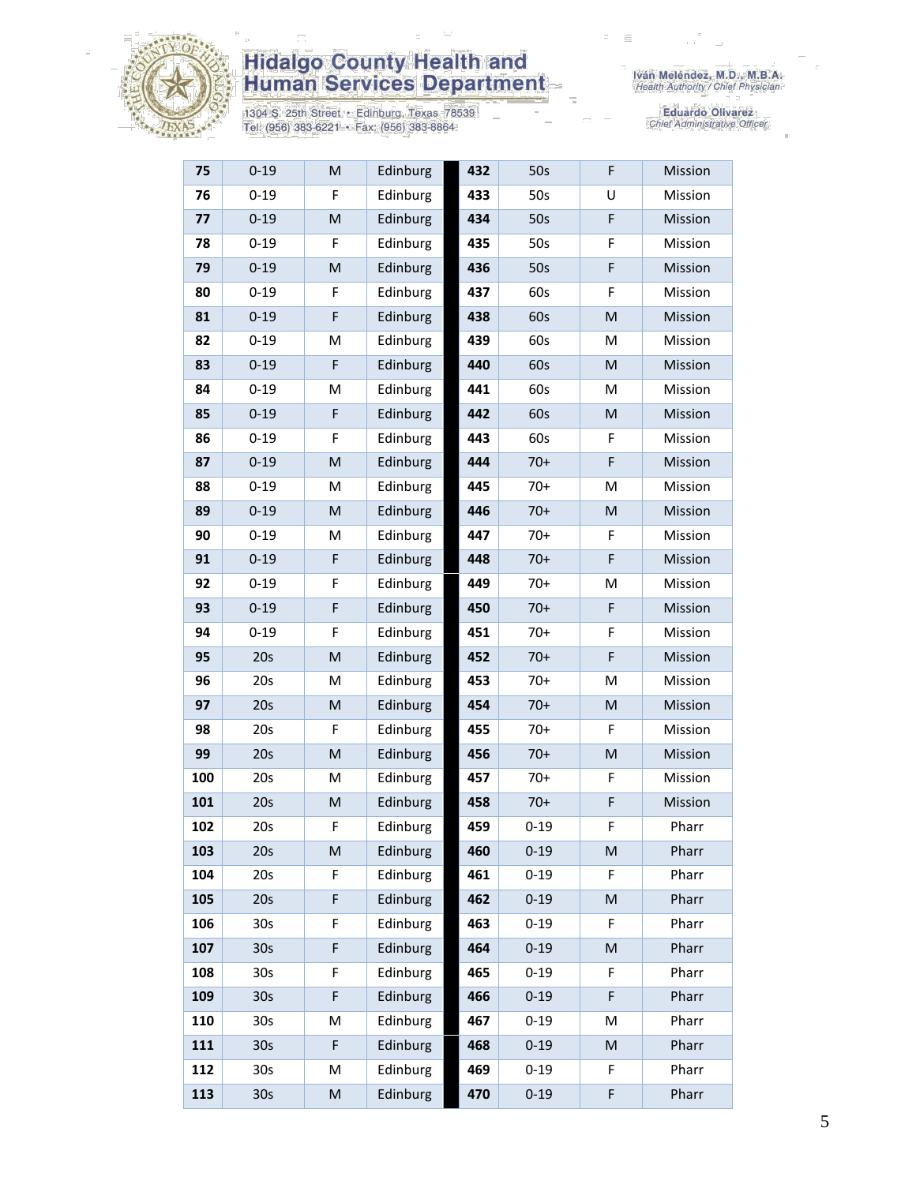# Hidalgo County Health and Human Services Department

1304 S. 25th Street • Edinburg, Texas 78539
Tel: (956) 383-6221 • Fax: (956) 383-8864

Iván Meléndez, M.D., M.B.A.
*Health Authority / Chief Physician*

Eduardo Olivarez
*Chief Administrative Officer*

| | | | | | | | |
|---|---|---|---|---|---|---|---|
| **75** | 0-19 | M | Edinburg | **432** | 50s | F | Mission |
| **76** | 0-19 | F | Edinburg | **433** | 50s | U | Mission |
| **77** | 0-19 | M | Edinburg | **434** | 50s | F | Mission |
| **78** | 0-19 | F | Edinburg | **435** | 50s | F | Mission |
| **79** | 0-19 | M | Edinburg | **436** | 50s | F | Mission |
| **80** | 0-19 | F | Edinburg | **437** | 60s | F | Mission |
| **81** | 0-19 | F | Edinburg | **438** | 60s | M | Mission |
| **82** | 0-19 | M | Edinburg | **439** | 60s | M | Mission |
| **83** | 0-19 | F | Edinburg | **440** | 60s | M | Mission |
| **84** | 0-19 | M | Edinburg | **441** | 60s | M | Mission |
| **85** | 0-19 | F | Edinburg | **442** | 60s | M | Mission |
| **86** | 0-19 | F | Edinburg | **443** | 60s | F | Mission |
| **87** | 0-19 | M | Edinburg | **444** | 70+ | F | Mission |
| **88** | 0-19 | M | Edinburg | **445** | 70+ | M | Mission |
| **89** | 0-19 | M | Edinburg | **446** | 70+ | M | Mission |
| **90** | 0-19 | M | Edinburg | **447** | 70+ | F | Mission |
| **91** | 0-19 | F | Edinburg | **448** | 70+ | F | Mission |
| **92** | 0-19 | F | Edinburg | **449** | 70+ | M | Mission |
| **93** | 0-19 | F | Edinburg | **450** | 70+ | F | Mission |
| **94** | 0-19 | F | Edinburg | **451** | 70+ | F | Mission |
| **95** | 20s | M | Edinburg | **452** | 70+ | F | Mission |
| **96** | 20s | M | Edinburg | **453** | 70+ | M | Mission |
| **97** | 20s | M | Edinburg | **454** | 70+ | M | Mission |
| **98** | 20s | F | Edinburg | **455** | 70+ | F | Mission |
| **99** | 20s | M | Edinburg | **456** | 70+ | M | Mission |
| **100** | 20s | M | Edinburg | **457** | 70+ | F | Mission |
| **101** | 20s | M | Edinburg | **458** | 70+ | F | Mission |
| **102** | 20s | F | Edinburg | **459** | 0-19 | F | Pharr |
| **103** | 20s | M | Edinburg | **460** | 0-19 | M | Pharr |
| **104** | 20s | F | Edinburg | **461** | 0-19 | F | Pharr |
| **105** | 20s | F | Edinburg | **462** | 0-19 | M | Pharr |
| **106** | 30s | F | Edinburg | **463** | 0-19 | F | Pharr |
| **107** | 30s | F | Edinburg | **464** | 0-19 | M | Pharr |
| **108** | 30s | F | Edinburg | **465** | 0-19 | F | Pharr |
| **109** | 30s | F | Edinburg | **466** | 0-19 | F | Pharr |
| **110** | 30s | M | Edinburg | **467** | 0-19 | M | Pharr |
| **111** | 30s | F | Edinburg | **468** | 0-19 | M | Pharr |
| **112** | 30s | M | Edinburg | **469** | 0-19 | F | Pharr |
| **113** | 30s | M | Edinburg | **470** | 0-19 | F | Pharr |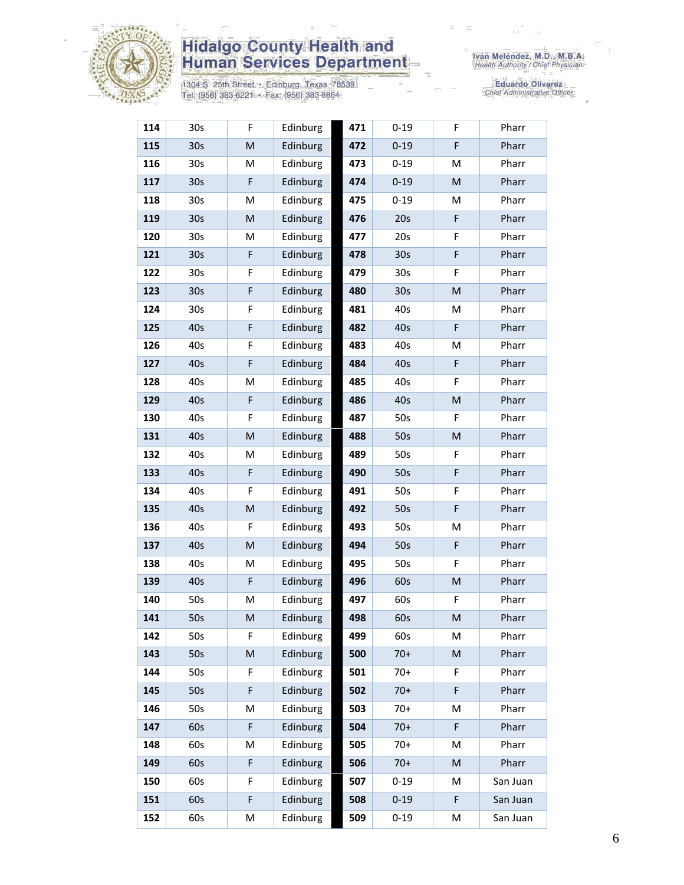| | | | | | | | | |
|---|---|---|---|---|---|---|---|---|
| 114 | 30s | F | Edinburg | | 471 | 0-19 | F | Pharr |
| 115 | 30s | M | Edinburg | | 472 | 0-19 | F | Pharr |
| 116 | 30s | M | Edinburg | | 473 | 0-19 | M | Pharr |
| 117 | 30s | F | Edinburg | | 474 | 0-19 | M | Pharr |
| 118 | 30s | M | Edinburg | | 475 | 0-19 | M | Pharr |
| 119 | 30s | M | Edinburg | | 476 | 20s | F | Pharr |
| 120 | 30s | M | Edinburg | | 477 | 20s | F | Pharr |
| 121 | 30s | F | Edinburg | | 478 | 30s | F | Pharr |
| 122 | 30s | F | Edinburg | | 479 | 30s | F | Pharr |
| 123 | 30s | F | Edinburg | | 480 | 30s | M | Pharr |
| 124 | 30s | F | Edinburg | | 481 | 40s | M | Pharr |
| 125 | 40s | F | Edinburg | | 482 | 40s | F | Pharr |
| 126 | 40s | F | Edinburg | | 483 | 40s | M | Pharr |
| 127 | 40s | F | Edinburg | | 484 | 40s | F | Pharr |
| 128 | 40s | M | Edinburg | | 485 | 40s | F | Pharr |
| 129 | 40s | F | Edinburg | | 486 | 40s | M | Pharr |
| 130 | 40s | F | Edinburg | | 487 | 50s | F | Pharr |
| 131 | 40s | M | Edinburg | | 488 | 50s | M | Pharr |
| 132 | 40s | M | Edinburg | | 489 | 50s | F | Pharr |
| 133 | 40s | F | Edinburg | | 490 | 50s | F | Pharr |
| 134 | 40s | F | Edinburg | | 491 | 50s | F | Pharr |
| 135 | 40s | M | Edinburg | | 492 | 50s | F | Pharr |
| 136 | 40s | F | Edinburg | | 493 | 50s | M | Pharr |
| 137 | 40s | M | Edinburg | | 494 | 50s | F | Pharr |
| 138 | 40s | M | Edinburg | | 495 | 50s | F | Pharr |
| 139 | 40s | F | Edinburg | | 496 | 60s | M | Pharr |
| 140 | 50s | M | Edinburg | | 497 | 60s | F | Pharr |
| 141 | 50s | M | Edinburg | | 498 | 60s | M | Pharr |
| 142 | 50s | F | Edinburg | | 499 | 60s | M | Pharr |
| 143 | 50s | M | Edinburg | | 500 | 70+ | M | Pharr |
| 144 | 50s | F | Edinburg | | 501 | 70+ | F | Pharr |
| 145 | 50s | F | Edinburg | | 502 | 70+ | F | Pharr |
| 146 | 50s | M | Edinburg | | 503 | 70+ | M | Pharr |
| 147 | 60s | F | Edinburg | | 504 | 70+ | F | Pharr |
| 148 | 60s | M | Edinburg | | 505 | 70+ | M | Pharr |
| 149 | 60s | F | Edinburg | | 506 | 70+ | M | Pharr |
| 150 | 60s | F | Edinburg | | 507 | 0-19 | M | San Juan |
| 151 | 60s | F | Edinburg | | 508 | 0-19 | F | San Juan |
| 152 | 60s | M | Edinburg | | 509 | 0-19 | M | San Juan |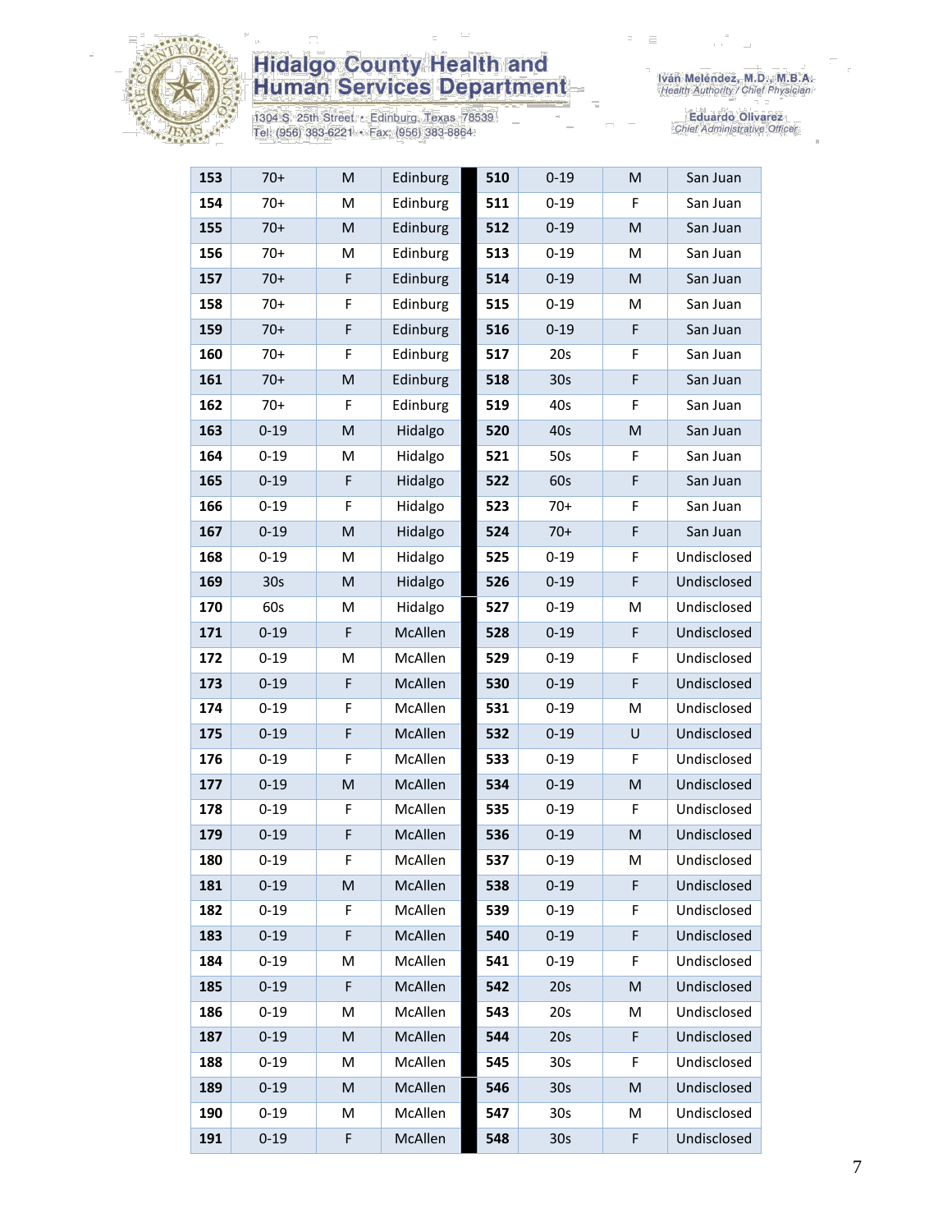| | | | | | | | | |
|---|---|---|---|---|---|---|---|---|
| **153** | 70+ | M | Edinburg | | **510** | 0-19 | M | San Juan |
| **154** | 70+ | M | Edinburg | | **511** | 0-19 | F | San Juan |
| **155** | 70+ | M | Edinburg | | **512** | 0-19 | M | San Juan |
| **156** | 70+ | M | Edinburg | | **513** | 0-19 | M | San Juan |
| **157** | 70+ | F | Edinburg | | **514** | 0-19 | M | San Juan |
| **158** | 70+ | F | Edinburg | | **515** | 0-19 | M | San Juan |
| **159** | 70+ | F | Edinburg | | **516** | 0-19 | F | San Juan |
| **160** | 70+ | F | Edinburg | | **517** | 20s | F | San Juan |
| **161** | 70+ | M | Edinburg | | **518** | 30s | F | San Juan |
| **162** | 70+ | F | Edinburg | | **519** | 40s | F | San Juan |
| **163** | 0-19 | M | Hidalgo | | **520** | 40s | M | San Juan |
| **164** | 0-19 | M | Hidalgo | | **521** | 50s | F | San Juan |
| **165** | 0-19 | F | Hidalgo | | **522** | 60s | F | San Juan |
| **166** | 0-19 | F | Hidalgo | | **523** | 70+ | F | San Juan |
| **167** | 0-19 | M | Hidalgo | | **524** | 70+ | F | San Juan |
| **168** | 0-19 | M | Hidalgo | | **525** | 0-19 | F | Undisclosed |
| **169** | 30s | M | Hidalgo | | **526** | 0-19 | F | Undisclosed |
| **170** | 60s | M | Hidalgo | | **527** | 0-19 | M | Undisclosed |
| **171** | 0-19 | F | McAllen | | **528** | 0-19 | F | Undisclosed |
| **172** | 0-19 | M | McAllen | | **529** | 0-19 | F | Undisclosed |
| **173** | 0-19 | F | McAllen | | **530** | 0-19 | F | Undisclosed |
| **174** | 0-19 | F | McAllen | | **531** | 0-19 | M | Undisclosed |
| **175** | 0-19 | F | McAllen | | **532** | 0-19 | U | Undisclosed |
| **176** | 0-19 | F | McAllen | | **533** | 0-19 | F | Undisclosed |
| **177** | 0-19 | M | McAllen | | **534** | 0-19 | M | Undisclosed |
| **178** | 0-19 | F | McAllen | | **535** | 0-19 | F | Undisclosed |
| **179** | 0-19 | F | McAllen | | **536** | 0-19 | M | Undisclosed |
| **180** | 0-19 | F | McAllen | | **537** | 0-19 | M | Undisclosed |
| **181** | 0-19 | M | McAllen | | **538** | 0-19 | F | Undisclosed |
| **182** | 0-19 | F | McAllen | | **539** | 0-19 | F | Undisclosed |
| **183** | 0-19 | F | McAllen | | **540** | 0-19 | F | Undisclosed |
| **184** | 0-19 | M | McAllen | | **541** | 0-19 | F | Undisclosed |
| **185** | 0-19 | F | McAllen | | **542** | 20s | M | Undisclosed |
| **186** | 0-19 | M | McAllen | | **543** | 20s | M | Undisclosed |
| **187** | 0-19 | M | McAllen | | **544** | 20s | F | Undisclosed |
| **188** | 0-19 | M | McAllen | | **545** | 30s | F | Undisclosed |
| **189** | 0-19 | M | McAllen | | **546** | 30s | M | Undisclosed |
| **190** | 0-19 | M | McAllen | | **547** | 30s | M | Undisclosed |
| **191** | 0-19 | F | McAllen | | **548** | 30s | F | Undisclosed |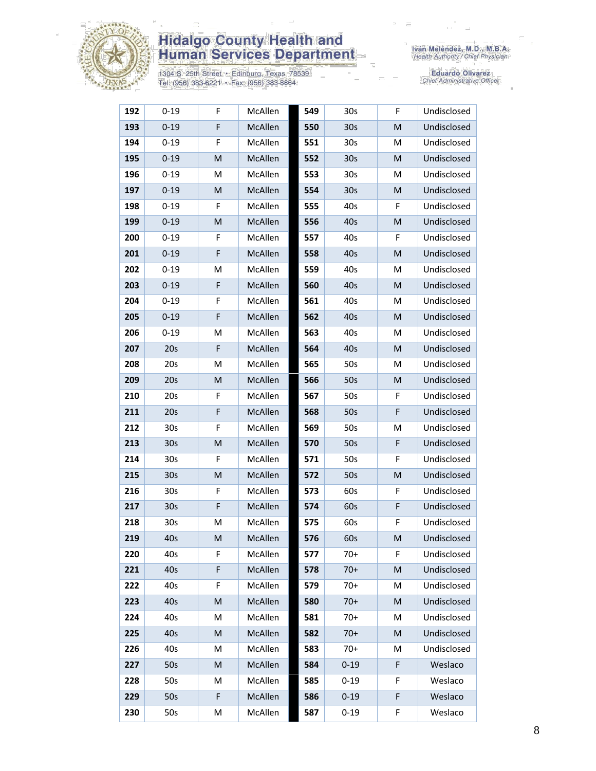| | | | |
|---|---|---|---|
| 192 | 0-19 | F | McAllen |
| 193 | 0-19 | F | McAllen |
| 194 | 0-19 | F | McAllen |
| 195 | 0-19 | M | McAllen |
| 196 | 0-19 | M | McAllen |
| 197 | 0-19 | M | McAllen |
| 198 | 0-19 | F | McAllen |
| 199 | 0-19 | M | McAllen |
| 200 | 0-19 | F | McAllen |
| 201 | 0-19 | F | McAllen |
| 202 | 0-19 | M | McAllen |
| 203 | 0-19 | F | McAllen |
| 204 | 0-19 | F | McAllen |
| 205 | 0-19 | F | McAllen |
| 206 | 0-19 | M | McAllen |
| 207 | 20s | F | McAllen |
| 208 | 20s | M | McAllen |
| 209 | 20s | M | McAllen |
| 210 | 20s | F | McAllen |
| 211 | 20s | F | McAllen |
| 212 | 30s | F | McAllen |
| 213 | 30s | M | McAllen |
| 214 | 30s | F | McAllen |
| 215 | 30s | M | McAllen |
| 216 | 30s | F | McAllen |
| 217 | 30s | F | McAllen |
| 218 | 30s | M | McAllen |
| 219 | 40s | M | McAllen |
| 220 | 40s | F | McAllen |
| 221 | 40s | F | McAllen |
| 222 | 40s | F | McAllen |
| 223 | 40s | M | McAllen |
| 224 | 40s | M | McAllen |
| 225 | 40s | M | McAllen |
| 226 | 40s | M | McAllen |
| 227 | 50s | M | McAllen |
| 228 | 50s | M | McAllen |
| 229 | 50s | F | McAllen |
| 230 | 50s | M | McAllen |
| 549 | 30s | F | Undisclosed |
| 550 | 30s | M | Undisclosed |
| 551 | 30s | M | Undisclosed |
| 552 | 30s | M | Undisclosed |
| 553 | 30s | M | Undisclosed |
| 554 | 30s | M | Undisclosed |
| 555 | 40s | F | Undisclosed |
| 556 | 40s | M | Undisclosed |
| 557 | 40s | F | Undisclosed |
| 558 | 40s | M | Undisclosed |
| 559 | 40s | M | Undisclosed |
| 560 | 40s | M | Undisclosed |
| 561 | 40s | M | Undisclosed |
| 562 | 40s | M | Undisclosed |
| 563 | 40s | M | Undisclosed |
| 564 | 40s | M | Undisclosed |
| 565 | 50s | M | Undisclosed |
| 566 | 50s | M | Undisclosed |
| 567 | 50s | F | Undisclosed |
| 568 | 50s | F | Undisclosed |
| 569 | 50s | M | Undisclosed |
| 570 | 50s | F | Undisclosed |
| 571 | 50s | F | Undisclosed |
| 572 | 50s | M | Undisclosed |
| 573 | 60s | F | Undisclosed |
| 574 | 60s | F | Undisclosed |
| 575 | 60s | F | Undisclosed |
| 576 | 60s | M | Undisclosed |
| 577 | 70+ | F | Undisclosed |
| 578 | 70+ | M | Undisclosed |
| 579 | 70+ | M | Undisclosed |
| 580 | 70+ | M | Undisclosed |
| 581 | 70+ | M | Undisclosed |
| 582 | 70+ | M | Undisclosed |
| 583 | 70+ | M | Undisclosed |
| 584 | 0-19 | F | Weslaco |
| 585 | 0-19 | F | Weslaco |
| 586 | 0-19 | F | Weslaco |
| 587 | 0-19 | F | Weslaco |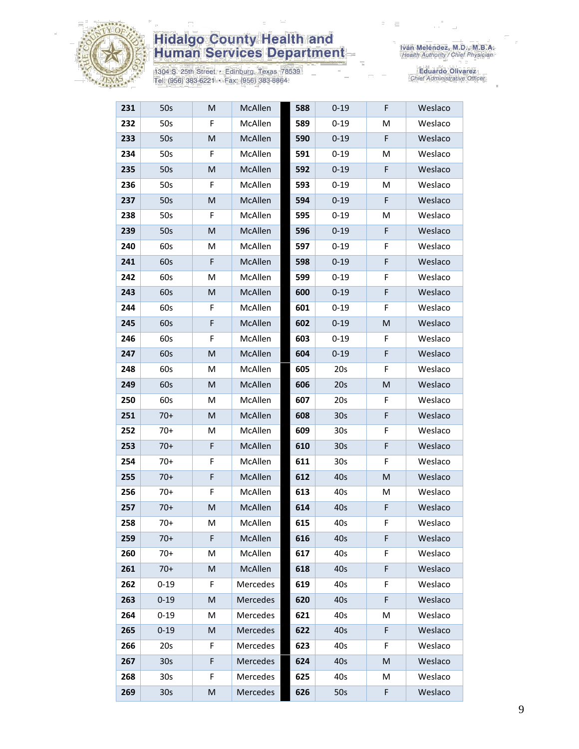| | | | | | | | | |
|---|---|---|---|---|---|---|---|---|
| 231 | 50s | M | McAllen | | 588 | 0-19 | F | Weslaco |
| 232 | 50s | F | McAllen | | 589 | 0-19 | M | Weslaco |
| 233 | 50s | M | McAllen | | 590 | 0-19 | F | Weslaco |
| 234 | 50s | F | McAllen | | 591 | 0-19 | M | Weslaco |
| 235 | 50s | M | McAllen | | 592 | 0-19 | F | Weslaco |
| 236 | 50s | F | McAllen | | 593 | 0-19 | M | Weslaco |
| 237 | 50s | M | McAllen | | 594 | 0-19 | F | Weslaco |
| 238 | 50s | F | McAllen | | 595 | 0-19 | M | Weslaco |
| 239 | 50s | M | McAllen | | 596 | 0-19 | F | Weslaco |
| 240 | 60s | M | McAllen | | 597 | 0-19 | F | Weslaco |
| 241 | 60s | F | McAllen | | 598 | 0-19 | F | Weslaco |
| 242 | 60s | M | McAllen | | 599 | 0-19 | F | Weslaco |
| 243 | 60s | M | McAllen | | 600 | 0-19 | F | Weslaco |
| 244 | 60s | F | McAllen | | 601 | 0-19 | F | Weslaco |
| 245 | 60s | F | McAllen | | 602 | 0-19 | M | Weslaco |
| 246 | 60s | F | McAllen | | 603 | 0-19 | F | Weslaco |
| 247 | 60s | M | McAllen | | 604 | 0-19 | F | Weslaco |
| 248 | 60s | M | McAllen | | 605 | 20s | F | Weslaco |
| 249 | 60s | M | McAllen | | 606 | 20s | M | Weslaco |
| 250 | 60s | M | McAllen | | 607 | 20s | F | Weslaco |
| 251 | 70+ | M | McAllen | | 608 | 30s | F | Weslaco |
| 252 | 70+ | M | McAllen | | 609 | 30s | F | Weslaco |
| 253 | 70+ | F | McAllen | | 610 | 30s | F | Weslaco |
| 254 | 70+ | F | McAllen | | 611 | 30s | F | Weslaco |
| 255 | 70+ | F | McAllen | | 612 | 40s | M | Weslaco |
| 256 | 70+ | F | McAllen | | 613 | 40s | M | Weslaco |
| 257 | 70+ | M | McAllen | | 614 | 40s | F | Weslaco |
| 258 | 70+ | M | McAllen | | 615 | 40s | F | Weslaco |
| 259 | 70+ | F | McAllen | | 616 | 40s | F | Weslaco |
| 260 | 70+ | M | McAllen | | 617 | 40s | F | Weslaco |
| 261 | 70+ | M | McAllen | | 618 | 40s | F | Weslaco |
| 262 | 0-19 | F | Mercedes | | 619 | 40s | F | Weslaco |
| 263 | 0-19 | M | Mercedes | | 620 | 40s | F | Weslaco |
| 264 | 0-19 | M | Mercedes | | 621 | 40s | M | Weslaco |
| 265 | 0-19 | M | Mercedes | | 622 | 40s | F | Weslaco |
| 266 | 20s | F | Mercedes | | 623 | 40s | F | Weslaco |
| 267 | 30s | F | Mercedes | | 624 | 40s | M | Weslaco |
| 268 | 30s | F | Mercedes | | 625 | 40s | M | Weslaco |
| 269 | 30s | M | Mercedes | | 626 | 50s | F | Weslaco |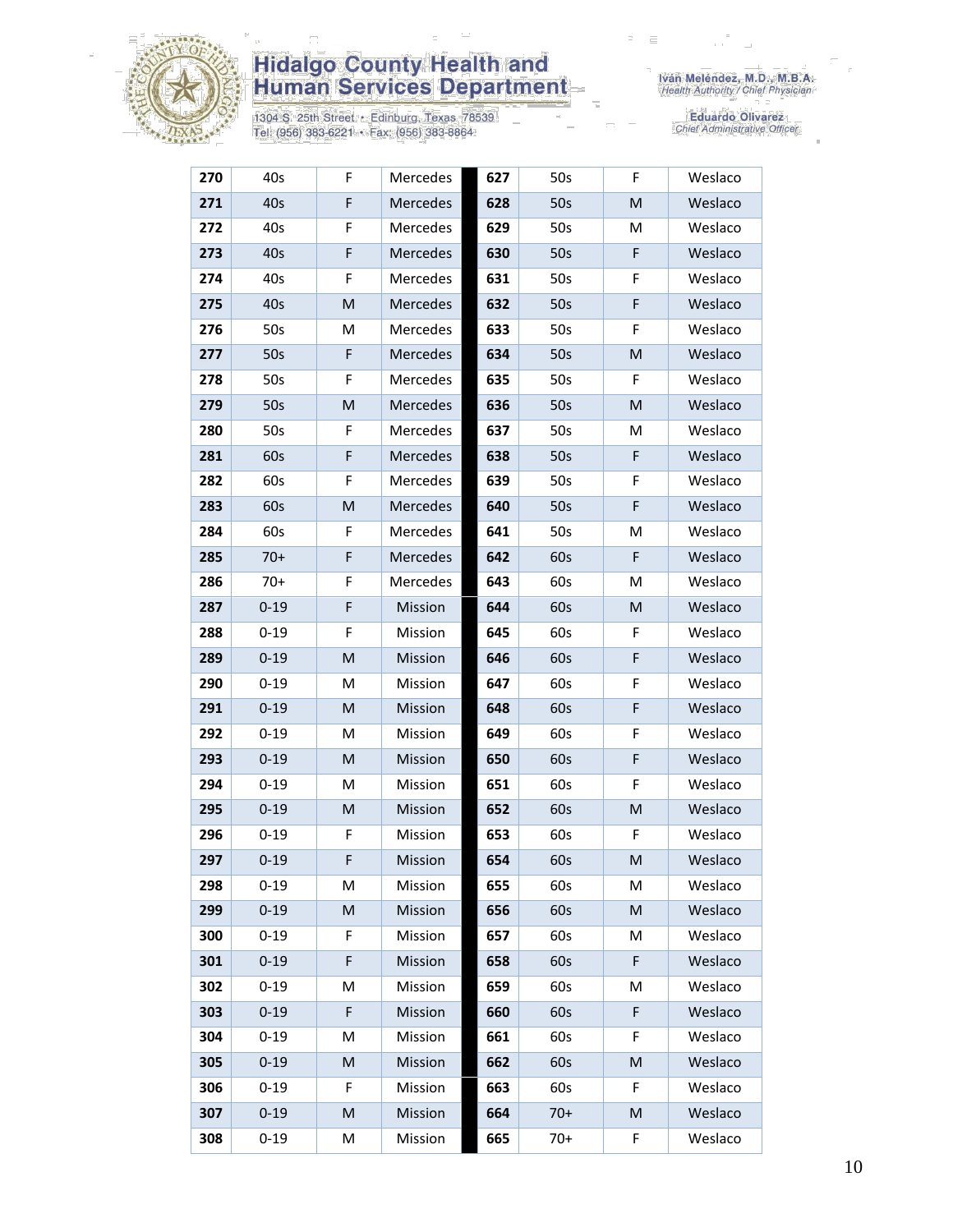# Hidalgo County Health and Human Services Department

1304 S. 25th Street • Edinburg, Texas 78539
Tel: (956) 383-6221 • Fax: (956) 383-8864

Iván Meléndez, M.D., M.B.A.
Health Authority / Chief Physician

Eduardo Olivarez
Chief Administrative Officer

| | | | | | | | |
|---|---|---|---|---|---|---|---|
| **270** | 40s | F | Mercedes | **627** | 50s | F | Weslaco |
| **271** | 40s | F | Mercedes | **628** | 50s | M | Weslaco |
| **272** | 40s | F | Mercedes | **629** | 50s | M | Weslaco |
| **273** | 40s | F | Mercedes | **630** | 50s | F | Weslaco |
| **274** | 40s | F | Mercedes | **631** | 50s | F | Weslaco |
| **275** | 40s | M | Mercedes | **632** | 50s | F | Weslaco |
| **276** | 50s | M | Mercedes | **633** | 50s | F | Weslaco |
| **277** | 50s | F | Mercedes | **634** | 50s | M | Weslaco |
| **278** | 50s | F | Mercedes | **635** | 50s | F | Weslaco |
| **279** | 50s | M | Mercedes | **636** | 50s | M | Weslaco |
| **280** | 50s | F | Mercedes | **637** | 50s | M | Weslaco |
| **281** | 60s | F | Mercedes | **638** | 50s | F | Weslaco |
| **282** | 60s | F | Mercedes | **639** | 50s | F | Weslaco |
| **283** | 60s | M | Mercedes | **640** | 50s | F | Weslaco |
| **284** | 60s | F | Mercedes | **641** | 50s | M | Weslaco |
| **285** | 70+ | F | Mercedes | **642** | 60s | F | Weslaco |
| **286** | 70+ | F | Mercedes | **643** | 60s | M | Weslaco |
| **287** | 0-19 | F | Mission | **644** | 60s | M | Weslaco |
| **288** | 0-19 | F | Mission | **645** | 60s | F | Weslaco |
| **289** | 0-19 | M | Mission | **646** | 60s | F | Weslaco |
| **290** | 0-19 | M | Mission | **647** | 60s | F | Weslaco |
| **291** | 0-19 | M | Mission | **648** | 60s | F | Weslaco |
| **292** | 0-19 | M | Mission | **649** | 60s | F | Weslaco |
| **293** | 0-19 | M | Mission | **650** | 60s | F | Weslaco |
| **294** | 0-19 | M | Mission | **651** | 60s | F | Weslaco |
| **295** | 0-19 | M | Mission | **652** | 60s | M | Weslaco |
| **296** | 0-19 | F | Mission | **653** | 60s | F | Weslaco |
| **297** | 0-19 | F | Mission | **654** | 60s | M | Weslaco |
| **298** | 0-19 | M | Mission | **655** | 60s | M | Weslaco |
| **299** | 0-19 | M | Mission | **656** | 60s | M | Weslaco |
| **300** | 0-19 | F | Mission | **657** | 60s | M | Weslaco |
| **301** | 0-19 | F | Mission | **658** | 60s | F | Weslaco |
| **302** | 0-19 | M | Mission | **659** | 60s | M | Weslaco |
| **303** | 0-19 | F | Mission | **660** | 60s | F | Weslaco |
| **304** | 0-19 | M | Mission | **661** | 60s | F | Weslaco |
| **305** | 0-19 | M | Mission | **662** | 60s | M | Weslaco |
| **306** | 0-19 | F | Mission | **663** | 60s | F | Weslaco |
| **307** | 0-19 | M | Mission | **664** | 70+ | M | Weslaco |
| **308** | 0-19 | M | Mission | **665** | 70+ | F | Weslaco |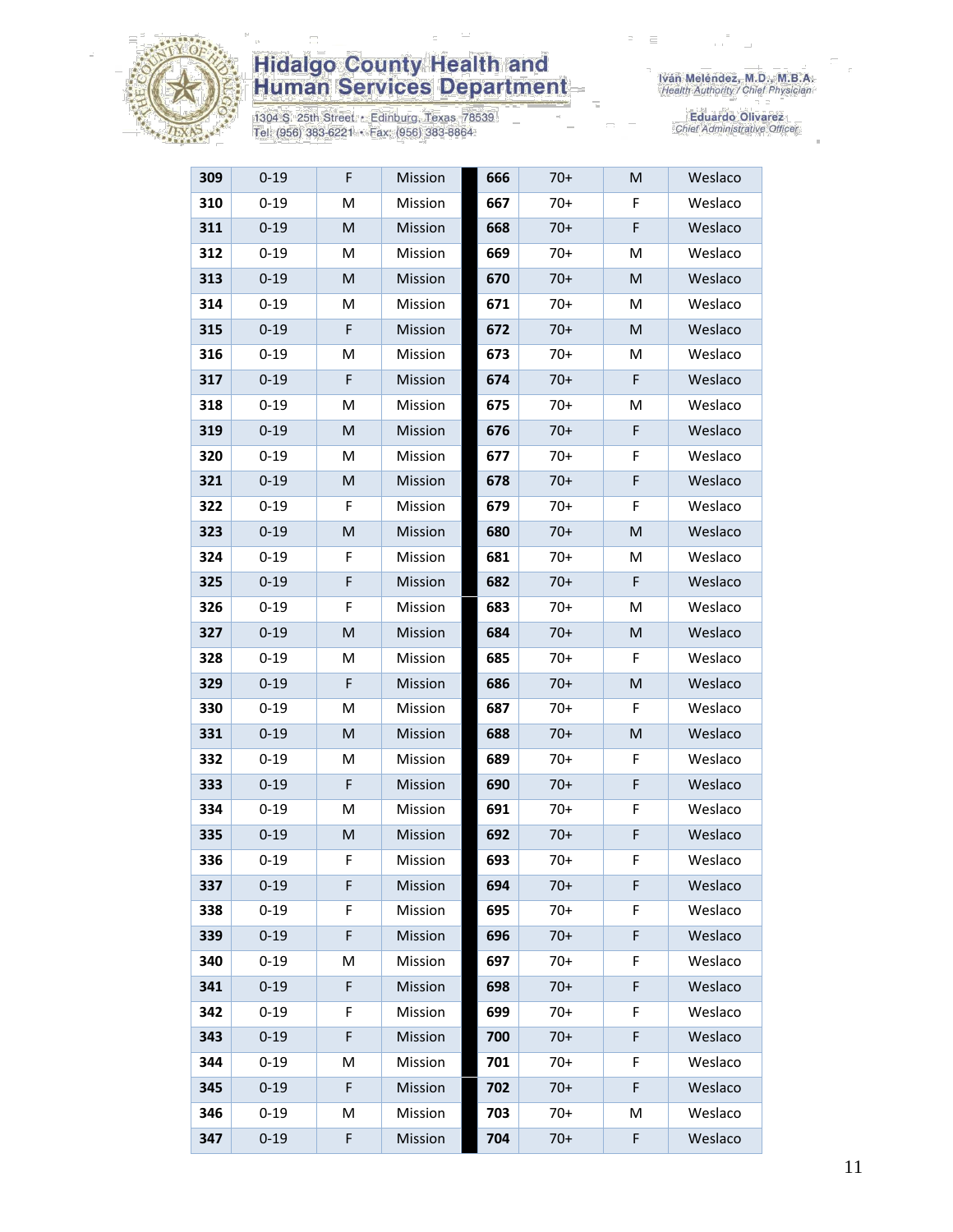| | | | | | | | | |
|---|---|---|---|---|---|---|---|---|
| 309 | 0-19 | F | Mission | | 666 | 70+ | M | Weslaco |
| 310 | 0-19 | M | Mission | | 667 | 70+ | F | Weslaco |
| 311 | 0-19 | M | Mission | | 668 | 70+ | F | Weslaco |
| 312 | 0-19 | M | Mission | | 669 | 70+ | M | Weslaco |
| 313 | 0-19 | M | Mission | | 670 | 70+ | M | Weslaco |
| 314 | 0-19 | M | Mission | | 671 | 70+ | M | Weslaco |
| 315 | 0-19 | F | Mission | | 672 | 70+ | M | Weslaco |
| 316 | 0-19 | M | Mission | | 673 | 70+ | M | Weslaco |
| 317 | 0-19 | F | Mission | | 674 | 70+ | F | Weslaco |
| 318 | 0-19 | M | Mission | | 675 | 70+ | M | Weslaco |
| 319 | 0-19 | M | Mission | | 676 | 70+ | F | Weslaco |
| 320 | 0-19 | M | Mission | | 677 | 70+ | F | Weslaco |
| 321 | 0-19 | M | Mission | | 678 | 70+ | F | Weslaco |
| 322 | 0-19 | F | Mission | | 679 | 70+ | F | Weslaco |
| 323 | 0-19 | M | Mission | | 680 | 70+ | M | Weslaco |
| 324 | 0-19 | F | Mission | | 681 | 70+ | M | Weslaco |
| 325 | 0-19 | F | Mission | | 682 | 70+ | F | Weslaco |
| 326 | 0-19 | F | Mission | | 683 | 70+ | M | Weslaco |
| 327 | 0-19 | M | Mission | | 684 | 70+ | M | Weslaco |
| 328 | 0-19 | M | Mission | | 685 | 70+ | F | Weslaco |
| 329 | 0-19 | F | Mission | | 686 | 70+ | M | Weslaco |
| 330 | 0-19 | M | Mission | | 687 | 70+ | F | Weslaco |
| 331 | 0-19 | M | Mission | | 688 | 70+ | M | Weslaco |
| 332 | 0-19 | M | Mission | | 689 | 70+ | F | Weslaco |
| 333 | 0-19 | F | Mission | | 690 | 70+ | F | Weslaco |
| 334 | 0-19 | M | Mission | | 691 | 70+ | F | Weslaco |
| 335 | 0-19 | M | Mission | | 692 | 70+ | F | Weslaco |
| 336 | 0-19 | F | Mission | | 693 | 70+ | F | Weslaco |
| 337 | 0-19 | F | Mission | | 694 | 70+ | F | Weslaco |
| 338 | 0-19 | F | Mission | | 695 | 70+ | F | Weslaco |
| 339 | 0-19 | F | Mission | | 696 | 70+ | F | Weslaco |
| 340 | 0-19 | M | Mission | | 697 | 70+ | F | Weslaco |
| 341 | 0-19 | F | Mission | | 698 | 70+ | F | Weslaco |
| 342 | 0-19 | F | Mission | | 699 | 70+ | F | Weslaco |
| 343 | 0-19 | F | Mission | | 700 | 70+ | F | Weslaco |
| 344 | 0-19 | M | Mission | | 701 | 70+ | F | Weslaco |
| 345 | 0-19 | F | Mission | | 702 | 70+ | F | Weslaco |
| 346 | 0-19 | M | Mission | | 703 | 70+ | M | Weslaco |
| 347 | 0-19 | F | Mission | | 704 | 70+ | F | Weslaco |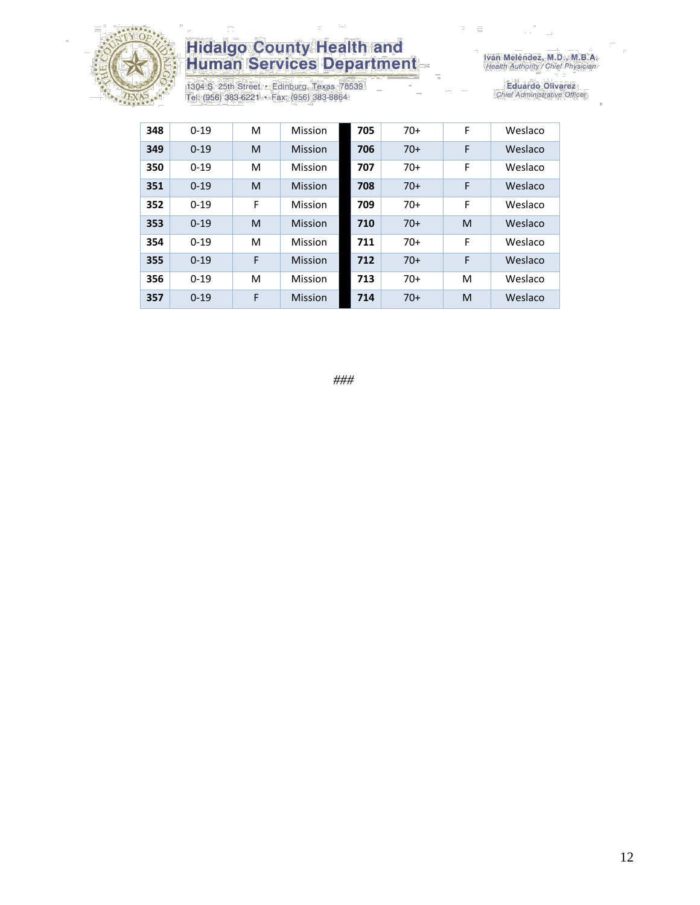| | | | | | | | | |
|---|---|---|---|---|---|---|---|---|
| **348** | 0-19 | M | Mission | | **705** | 70+ | F | Weslaco |
| **349** | 0-19 | M | Mission | | **706** | 70+ | F | Weslaco |
| **350** | 0-19 | M | Mission | | **707** | 70+ | F | Weslaco |
| **351** | 0-19 | M | Mission | | **708** | 70+ | F | Weslaco |
| **352** | 0-19 | F | Mission | | **709** | 70+ | F | Weslaco |
| **353** | 0-19 | M | Mission | | **710** | 70+ | M | Weslaco |
| **354** | 0-19 | M | Mission | | **711** | 70+ | F | Weslaco |
| **355** | 0-19 | F | Mission | | **712** | 70+ | F | Weslaco |
| **356** | 0-19 | M | Mission | | **713** | 70+ | M | Weslaco |
| **357** | 0-19 | F | Mission | | **714** | 70+ | M | Weslaco |

*###*